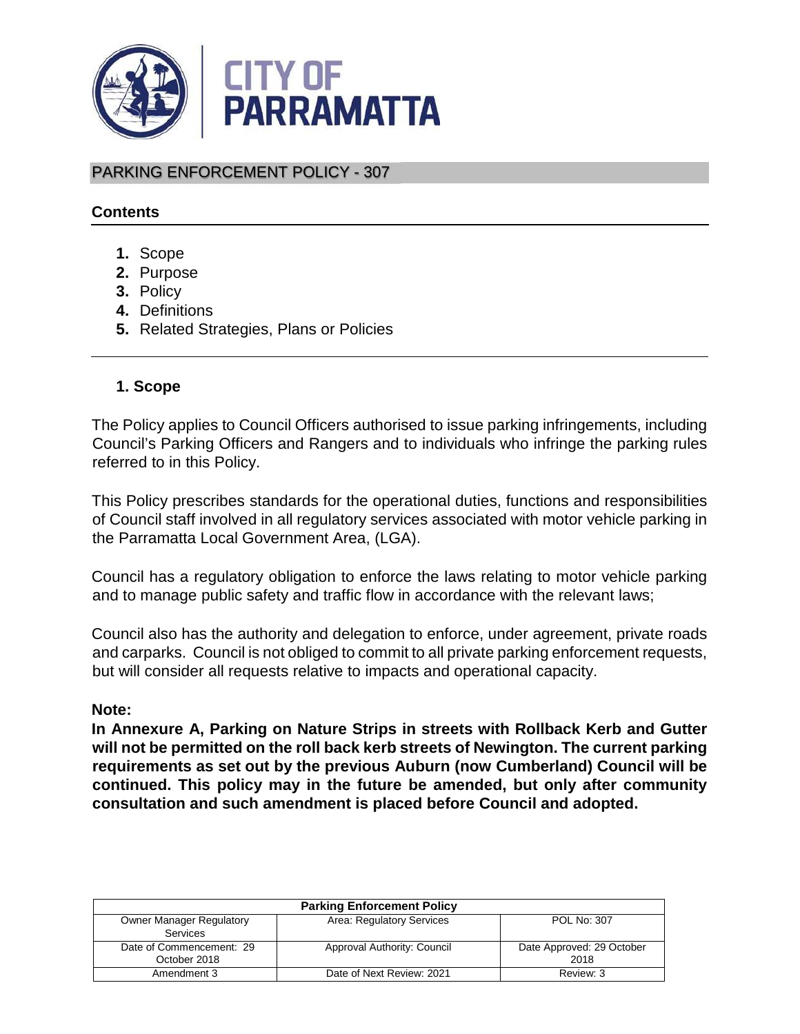# CITY OF PARRAMATTA

## PARKING ENFORCEMENT POLICY - 307

### Contents

1. Scope
2. Purpose
3. Policy
4. Definitions
5. Related Strategies, Plans or Policies

### 1. Scope

The Policy applies to Council Officers authorised to issue parking infringements, including Council's Parking Officers and Rangers and to individuals who infringe the parking rules referred to in this Policy.

This Policy prescribes standards for the operational duties, functions and responsibilities of Council staff involved in all regulatory services associated with motor vehicle parking in the Parramatta Local Government Area, (LGA).

Council has a regulatory obligation to enforce the laws relating to motor vehicle parking and to manage public safety and traffic flow in accordance with the relevant laws;

Council also has the authority and delegation to enforce, under agreement, private roads and carparks. Council is not obliged to commit to all private parking enforcement requests, but will consider all requests relative to impacts and operational capacity.

**Note:**

**In Annexure A, Parking on Nature Strips in streets with Rollback Kerb and Gutter will not be permitted on the roll back kerb streets of Newington. The current parking requirements as set out by the previous Auburn (now Cumberland) Council will be continued. This policy may in the future be amended, but only after community consultation and such amendment is placed before Council and adopted.**

| Parking Enforcement Policy | | |
|---|---|---|
| Owner Manager Regulatory Services | Area: Regulatory Services | POL No: 307 |
| Date of Commencement: 29 October 2018 | Approval Authority: Council | Date Approved: 29 October 2018 |
| Amendment 3 | Date of Next Review: 2021 | Review: 3 |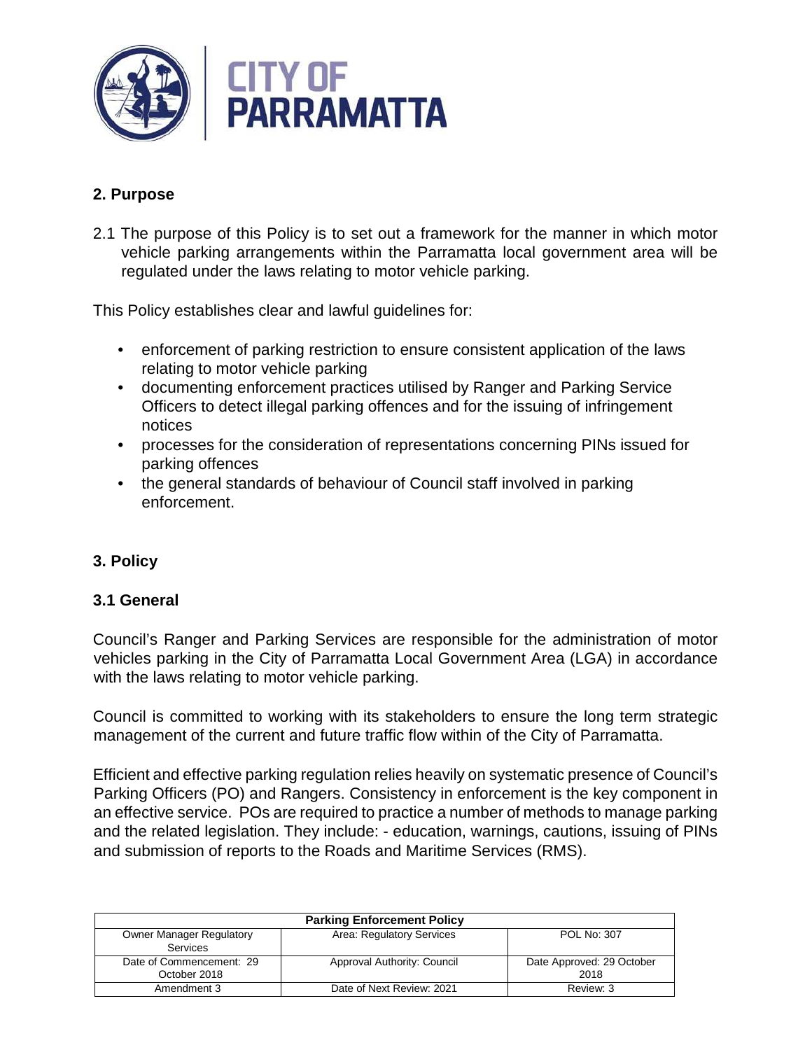## 2. Purpose

2.1 The purpose of this Policy is to set out a framework for the manner in which motor vehicle parking arrangements within the Parramatta local government area will be regulated under the laws relating to motor vehicle parking.

This Policy establishes clear and lawful guidelines for:

- enforcement of parking restriction to ensure consistent application of the laws relating to motor vehicle parking
- documenting enforcement practices utilised by Ranger and Parking Service Officers to detect illegal parking offences and for the issuing of infringement notices
- processes for the consideration of representations concerning PINs issued for parking offences
- the general standards of behaviour of Council staff involved in parking enforcement.

## 3. Policy

### 3.1 General

Council's Ranger and Parking Services are responsible for the administration of motor vehicles parking in the City of Parramatta Local Government Area (LGA) in accordance with the laws relating to motor vehicle parking.

Council is committed to working with its stakeholders to ensure the long term strategic management of the current and future traffic flow within of the City of Parramatta.

Efficient and effective parking regulation relies heavily on systematic presence of Council's Parking Officers (PO) and Rangers. Consistency in enforcement is the key component in an effective service. POs are required to practice a number of methods to manage parking and the related legislation. They include: - education, warnings, cautions, issuing of PINs and submission of reports to the Roads and Maritime Services (RMS).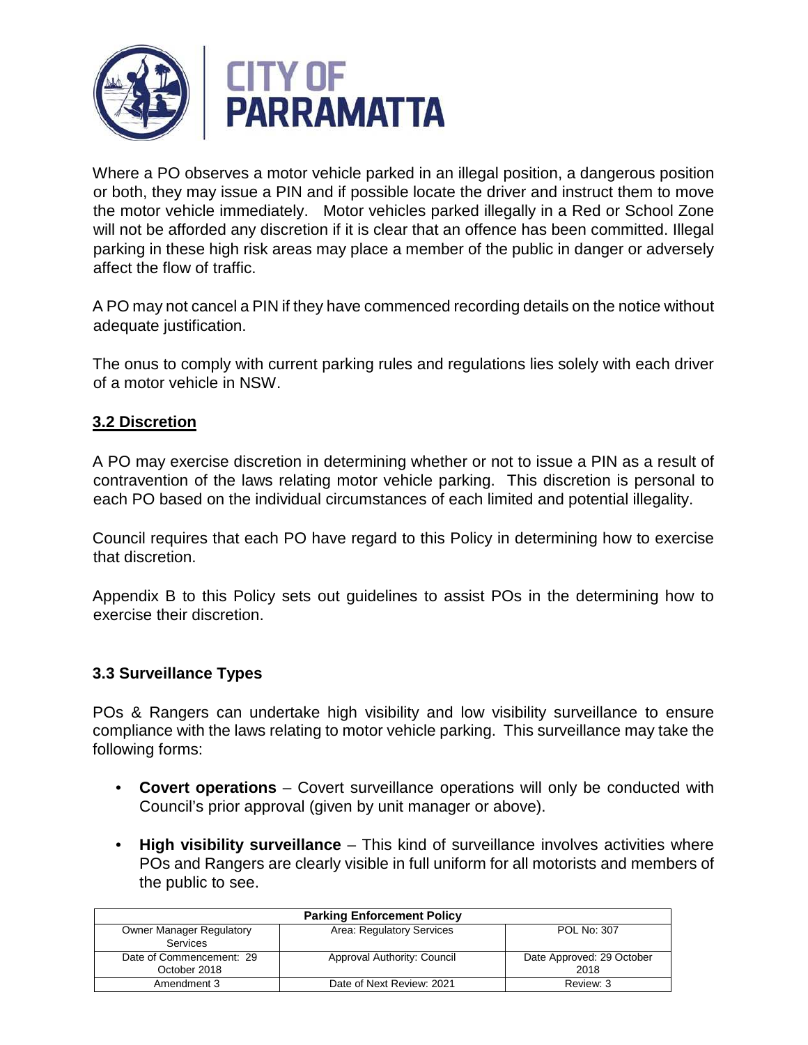Where a PO observes a motor vehicle parked in an illegal position, a dangerous position or both, they may issue a PIN and if possible locate the driver and instruct them to move the motor vehicle immediately. Motor vehicles parked illegally in a Red or School Zone will not be afforded any discretion if it is clear that an offence has been committed. Illegal parking in these high risk areas may place a member of the public in danger or adversely affect the flow of traffic.

A PO may not cancel a PIN if they have commenced recording details on the notice without adequate justification.

The onus to comply with current parking rules and regulations lies solely with each driver of a motor vehicle in NSW.

## 3.2 Discretion

A PO may exercise discretion in determining whether or not to issue a PIN as a result of contravention of the laws relating motor vehicle parking. This discretion is personal to each PO based on the individual circumstances of each limited and potential illegality.

Council requires that each PO have regard to this Policy in determining how to exercise that discretion.

Appendix B to this Policy sets out guidelines to assist POs in the determining how to exercise their discretion.

## 3.3 Surveillance Types

POs & Rangers can undertake high visibility and low visibility surveillance to ensure compliance with the laws relating to motor vehicle parking. This surveillance may take the following forms:

- **Covert operations** – Covert surveillance operations will only be conducted with Council's prior approval (given by unit manager or above).
- **High visibility surveillance** – This kind of surveillance involves activities where POs and Rangers are clearly visible in full uniform for all motorists and members of the public to see.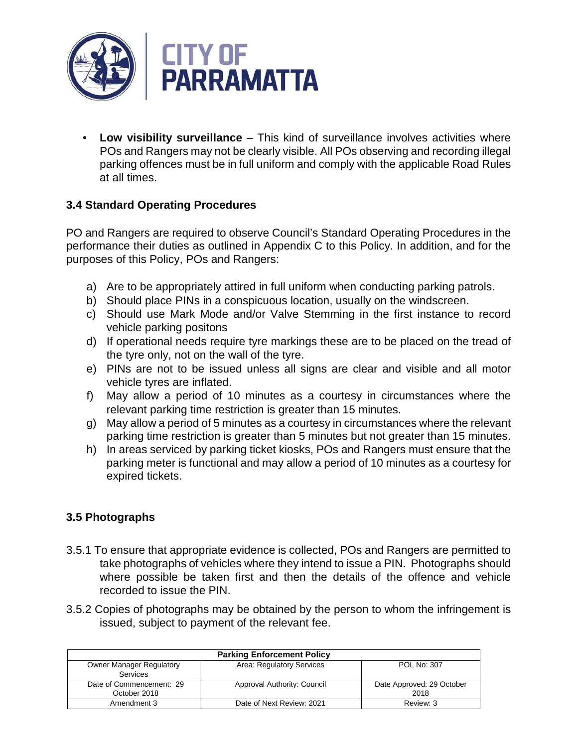- **Low visibility surveillance** – This kind of surveillance involves activities where POs and Rangers may not be clearly visible. All POs observing and recording illegal parking offences must be in full uniform and comply with the applicable Road Rules at all times.

### 3.4 Standard Operating Procedures

PO and Rangers are required to observe Council's Standard Operating Procedures in the performance their duties as outlined in Appendix C to this Policy. In addition, and for the purposes of this Policy, POs and Rangers:

a) Are to be appropriately attired in full uniform when conducting parking patrols.
b) Should place PINs in a conspicuous location, usually on the windscreen.
c) Should use Mark Mode and/or Valve Stemming in the first instance to record vehicle parking positons
d) If operational needs require tyre markings these are to be placed on the tread of the tyre only, not on the wall of the tyre.
e) PINs are not to be issued unless all signs are clear and visible and all motor vehicle tyres are inflated.
f) May allow a period of 10 minutes as a courtesy in circumstances where the relevant parking time restriction is greater than 15 minutes.
g) May allow a period of 5 minutes as a courtesy in circumstances where the relevant parking time restriction is greater than 5 minutes but not greater than 15 minutes.
h) In areas serviced by parking ticket kiosks, POs and Rangers must ensure that the parking meter is functional and may allow a period of 10 minutes as a courtesy for expired tickets.

### 3.5 Photographs

3.5.1 To ensure that appropriate evidence is collected, POs and Rangers are permitted to take photographs of vehicles where they intend to issue a PIN. Photographs should where possible be taken first and then the details of the offence and vehicle recorded to issue the PIN.

3.5.2 Copies of photographs may be obtained by the person to whom the infringement is issued, subject to payment of the relevant fee.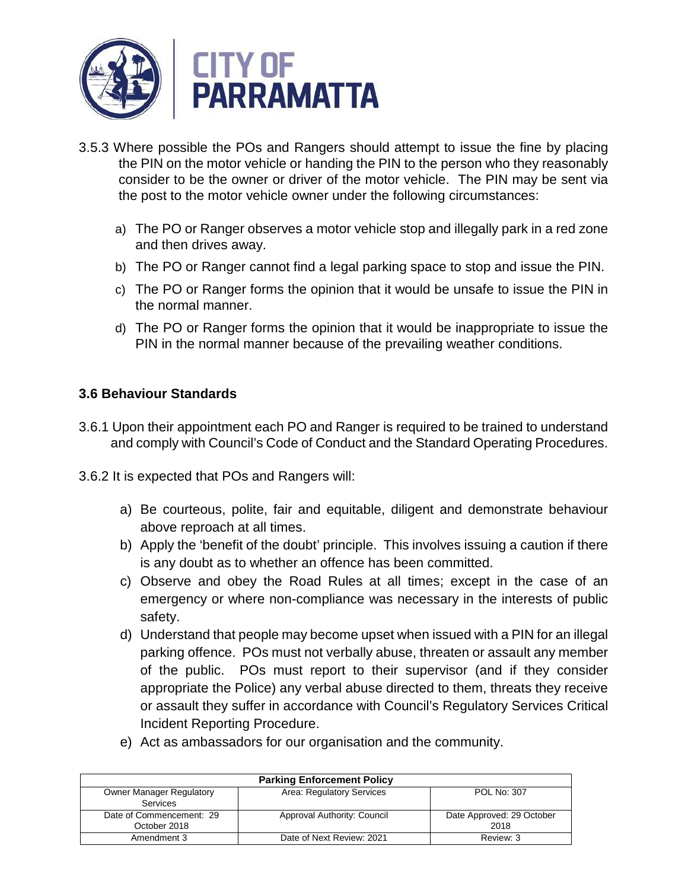3.5.3 Where possible the POs and Rangers should attempt to issue the fine by placing the PIN on the motor vehicle or handing the PIN to the person who they reasonably consider to be the owner or driver of the motor vehicle. The PIN may be sent via the post to the motor vehicle owner under the following circumstances:

a) The PO or Ranger observes a motor vehicle stop and illegally park in a red zone and then drives away.

b) The PO or Ranger cannot find a legal parking space to stop and issue the PIN.

c) The PO or Ranger forms the opinion that it would be unsafe to issue the PIN in the normal manner.

d) The PO or Ranger forms the opinion that it would be inappropriate to issue the PIN in the normal manner because of the prevailing weather conditions.

### 3.6 Behaviour Standards

3.6.1 Upon their appointment each PO and Ranger is required to be trained to understand and comply with Council's Code of Conduct and the Standard Operating Procedures.

3.6.2 It is expected that POs and Rangers will:

a) Be courteous, polite, fair and equitable, diligent and demonstrate behaviour above reproach at all times.
b) Apply the 'benefit of the doubt' principle. This involves issuing a caution if there is any doubt as to whether an offence has been committed.
c) Observe and obey the Road Rules at all times; except in the case of an emergency or where non-compliance was necessary in the interests of public safety.
d) Understand that people may become upset when issued with a PIN for an illegal parking offence. POs must not verbally abuse, threaten or assault any member of the public. POs must report to their supervisor (and if they consider appropriate the Police) any verbal abuse directed to them, threats they receive or assault they suffer in accordance with Council's Regulatory Services Critical Incident Reporting Procedure.
e) Act as ambassadors for our organisation and the community.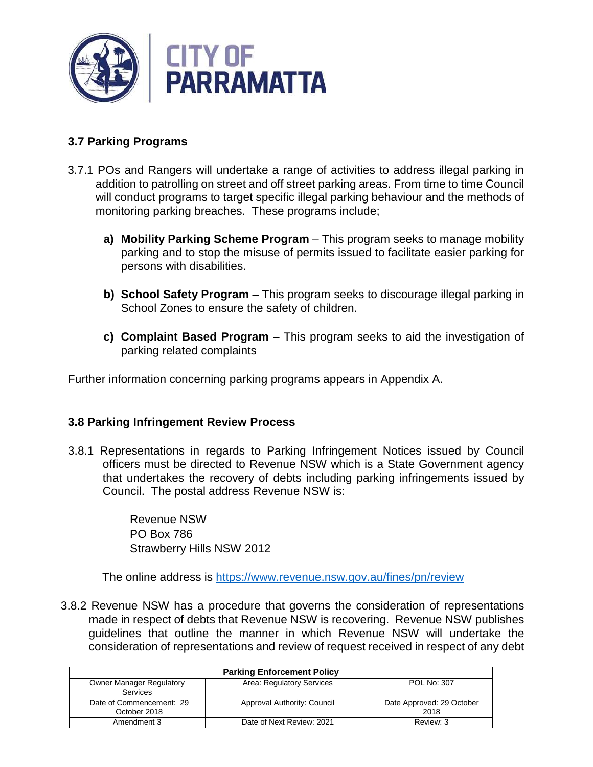### 3.7 Parking Programs

3.7.1 POs and Rangers will undertake a range of activities to address illegal parking in addition to patrolling on street and off street parking areas. From time to time Council will conduct programs to target specific illegal parking behaviour and the methods of monitoring parking breaches. These programs include;

**a) Mobility Parking Scheme Program** – This program seeks to manage mobility parking and to stop the misuse of permits issued to facilitate easier parking for persons with disabilities.

**b) School Safety Program** – This program seeks to discourage illegal parking in School Zones to ensure the safety of children.

**c) Complaint Based Program** – This program seeks to aid the investigation of parking related complaints

Further information concerning parking programs appears in Appendix A.

### 3.8 Parking Infringement Review Process

3.8.1 Representations in regards to Parking Infringement Notices issued by Council officers must be directed to Revenue NSW which is a State Government agency that undertakes the recovery of debts including parking infringements issued by Council. The postal address Revenue NSW is:

Revenue NSW
PO Box 786
Strawberry Hills NSW 2012

The online address is https://www.revenue.nsw.gov.au/fines/pn/review

3.8.2 Revenue NSW has a procedure that governs the consideration of representations made in respect of debts that Revenue NSW is recovering. Revenue NSW publishes guidelines that outline the manner in which Revenue NSW will undertake the consideration of representations and review of request received in respect of any debt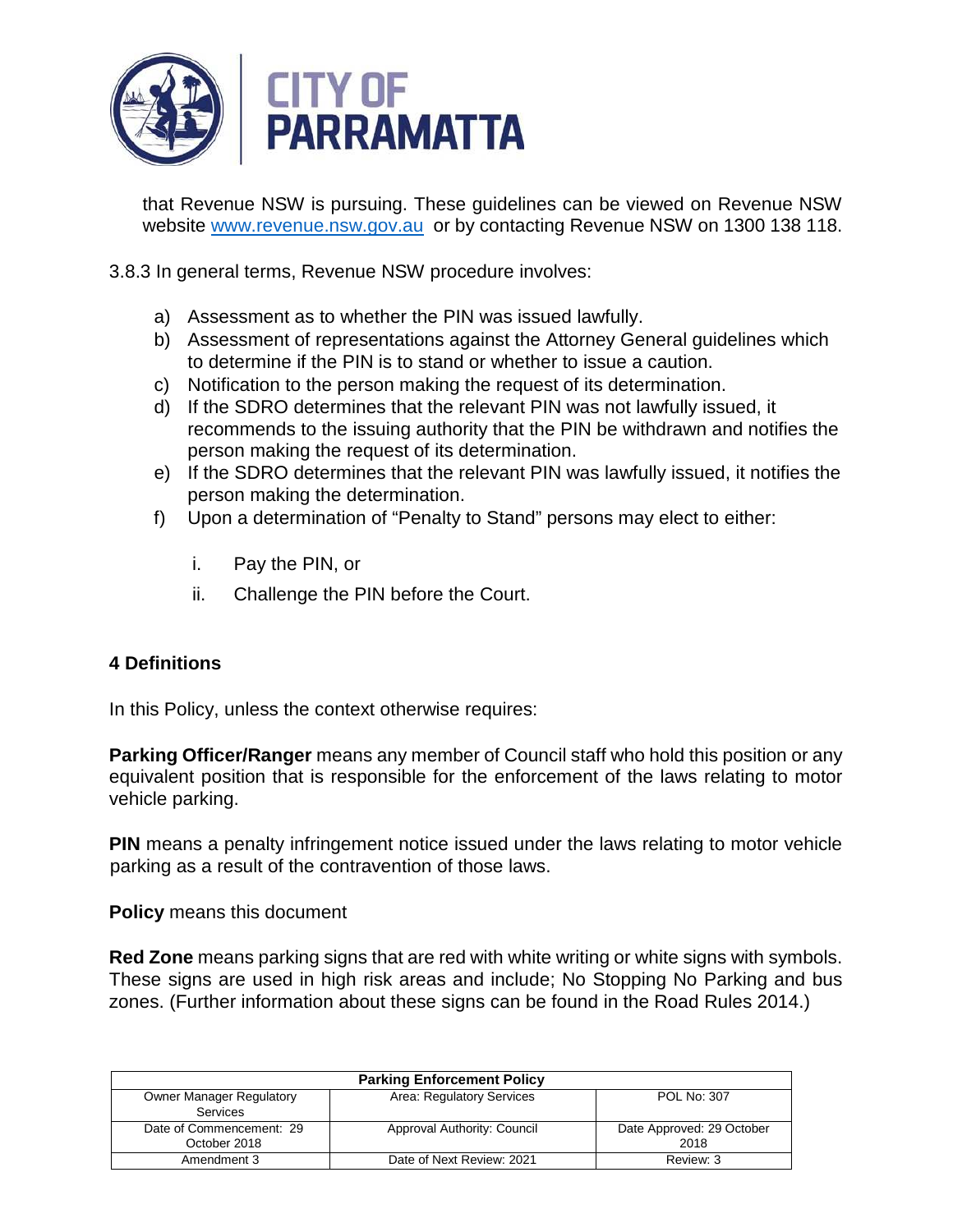that Revenue NSW is pursuing. These guidelines can be viewed on Revenue NSW website [www.revenue.nsw.gov.au](http://www.revenue.nsw.gov.au) or by contacting Revenue NSW on 1300 138 118.

3.8.3 In general terms, Revenue NSW procedure involves:

a) Assessment as to whether the PIN was issued lawfully.
b) Assessment of representations against the Attorney General guidelines which to determine if the PIN is to stand or whether to issue a caution.
c) Notification to the person making the request of its determination.
d) If the SDRO determines that the relevant PIN was not lawfully issued, it recommends to the issuing authority that the PIN be withdrawn and notifies the person making the request of its determination.
e) If the SDRO determines that the relevant PIN was lawfully issued, it notifies the person making the determination.
f) Upon a determination of "Penalty to Stand" persons may elect to either:
   i. Pay the PIN, or
   ii. Challenge the PIN before the Court.

## 4 Definitions

In this Policy, unless the context otherwise requires:

**Parking Officer/Ranger** means any member of Council staff who hold this position or any equivalent position that is responsible for the enforcement of the laws relating to motor vehicle parking.

**PIN** means a penalty infringement notice issued under the laws relating to motor vehicle parking as a result of the contravention of those laws.

**Policy** means this document

**Red Zone** means parking signs that are red with white writing or white signs with symbols. These signs are used in high risk areas and include; No Stopping No Parking and bus zones. (Further information about these signs can be found in the Road Rules 2014.)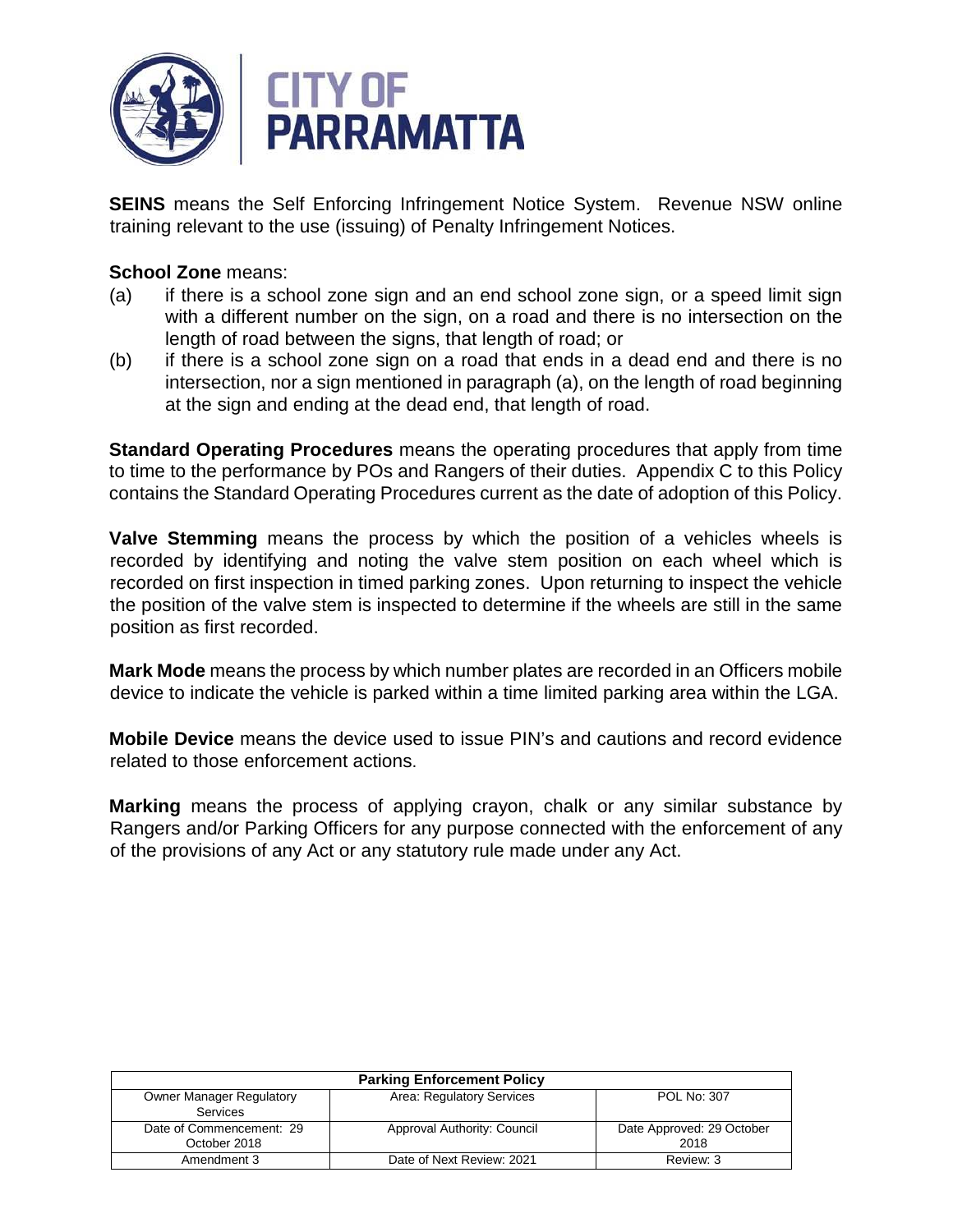**SEINS** means the Self Enforcing Infringement Notice System. Revenue NSW online training relevant to the use (issuing) of Penalty Infringement Notices.

**School Zone** means:

(a) if there is a school zone sign and an end school zone sign, or a speed limit sign with a different number on the sign, on a road and there is no intersection on the length of road between the signs, that length of road; or

(b) if there is a school zone sign on a road that ends in a dead end and there is no intersection, nor a sign mentioned in paragraph (a), on the length of road beginning at the sign and ending at the dead end, that length of road.

**Standard Operating Procedures** means the operating procedures that apply from time to time to the performance by POs and Rangers of their duties. Appendix C to this Policy contains the Standard Operating Procedures current as the date of adoption of this Policy.

**Valve Stemming** means the process by which the position of a vehicles wheels is recorded by identifying and noting the valve stem position on each wheel which is recorded on first inspection in timed parking zones. Upon returning to inspect the vehicle the position of the valve stem is inspected to determine if the wheels are still in the same position as first recorded.

**Mark Mode** means the process by which number plates are recorded in an Officers mobile device to indicate the vehicle is parked within a time limited parking area within the LGA.

**Mobile Device** means the device used to issue PIN's and cautions and record evidence related to those enforcement actions.

**Marking** means the process of applying crayon, chalk or any similar substance by Rangers and/or Parking Officers for any purpose connected with the enforcement of any of the provisions of any Act or any statutory rule made under any Act.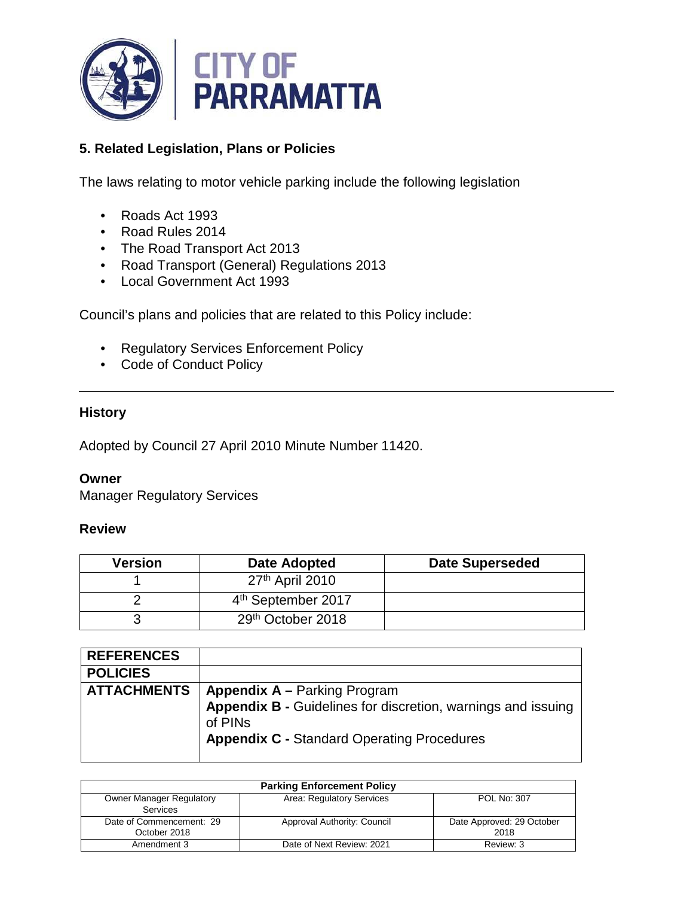## 5. Related Legislation, Plans or Policies

The laws relating to motor vehicle parking include the following legislation

- Roads Act 1993
- Road Rules 2014
- The Road Transport Act 2013
- Road Transport (General) Regulations 2013
- Local Government Act 1993

Council's plans and policies that are related to this Policy include:

- Regulatory Services Enforcement Policy
- Code of Conduct Policy

---

### History

Adopted by Council 27 April 2010 Minute Number 11420.

**Owner**
Manager Regulatory Services

### Review

| Version | Date Adopted | Date Superseded |
|---|---|---|
| 1 | 27th April 2010 | |
| 2 | 4th September 2017 | |
| 3 | 29th October 2018 | |

| REFERENCES | |
|---|---|
| **POLICIES** | |
| **ATTACHMENTS** | **Appendix A –** Parking Program<br>**Appendix B -** Guidelines for discretion, warnings and issuing of PINs<br>**Appendix C -** Standard Operating Procedures |

| Parking Enforcement Policy | | |
|---|---|---|
| Owner Manager Regulatory Services | Area: Regulatory Services | POL No: 307 |
| Date of Commencement: 29 October 2018 | Approval Authority: Council | Date Approved: 29 October 2018 |
| Amendment 3 | Date of Next Review: 2021 | Review: 3 |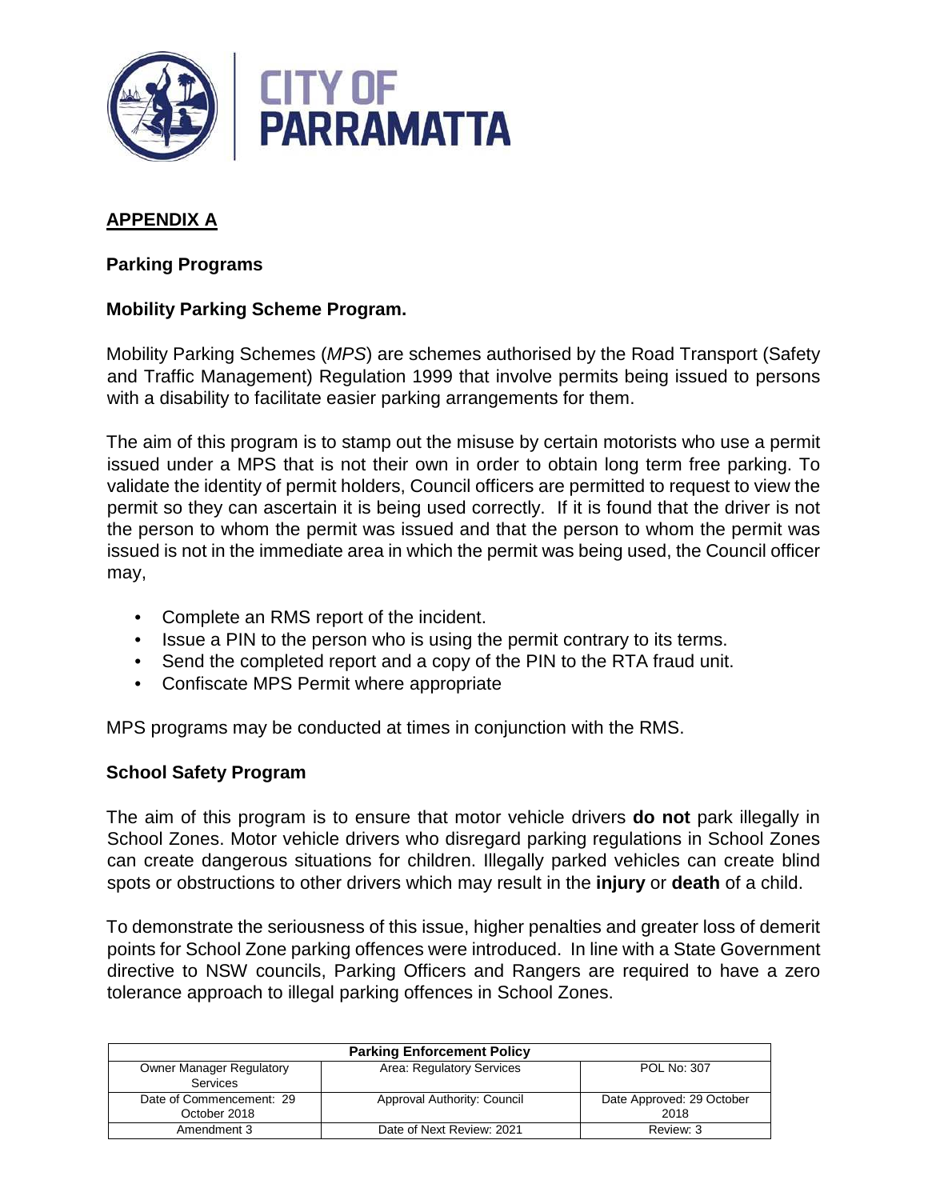## APPENDIX A

### Parking Programs

### Mobility Parking Scheme Program.

Mobility Parking Schemes (*MPS*) are schemes authorised by the Road Transport (Safety and Traffic Management) Regulation 1999 that involve permits being issued to persons with a disability to facilitate easier parking arrangements for them.

The aim of this program is to stamp out the misuse by certain motorists who use a permit issued under a MPS that is not their own in order to obtain long term free parking. To validate the identity of permit holders, Council officers are permitted to request to view the permit so they can ascertain it is being used correctly. If it is found that the driver is not the person to whom the permit was issued and that the person to whom the permit was issued is not in the immediate area in which the permit was being used, the Council officer may,

- Complete an RMS report of the incident.
- Issue a PIN to the person who is using the permit contrary to its terms.
- Send the completed report and a copy of the PIN to the RTA fraud unit.
- Confiscate MPS Permit where appropriate

MPS programs may be conducted at times in conjunction with the RMS.

### School Safety Program

The aim of this program is to ensure that motor vehicle drivers **do not** park illegally in School Zones. Motor vehicle drivers who disregard parking regulations in School Zones can create dangerous situations for children. Illegally parked vehicles can create blind spots or obstructions to other drivers which may result in the **injury** or **death** of a child.

To demonstrate the seriousness of this issue, higher penalties and greater loss of demerit points for School Zone parking offences were introduced. In line with a State Government directive to NSW councils, Parking Officers and Rangers are required to have a zero tolerance approach to illegal parking offences in School Zones.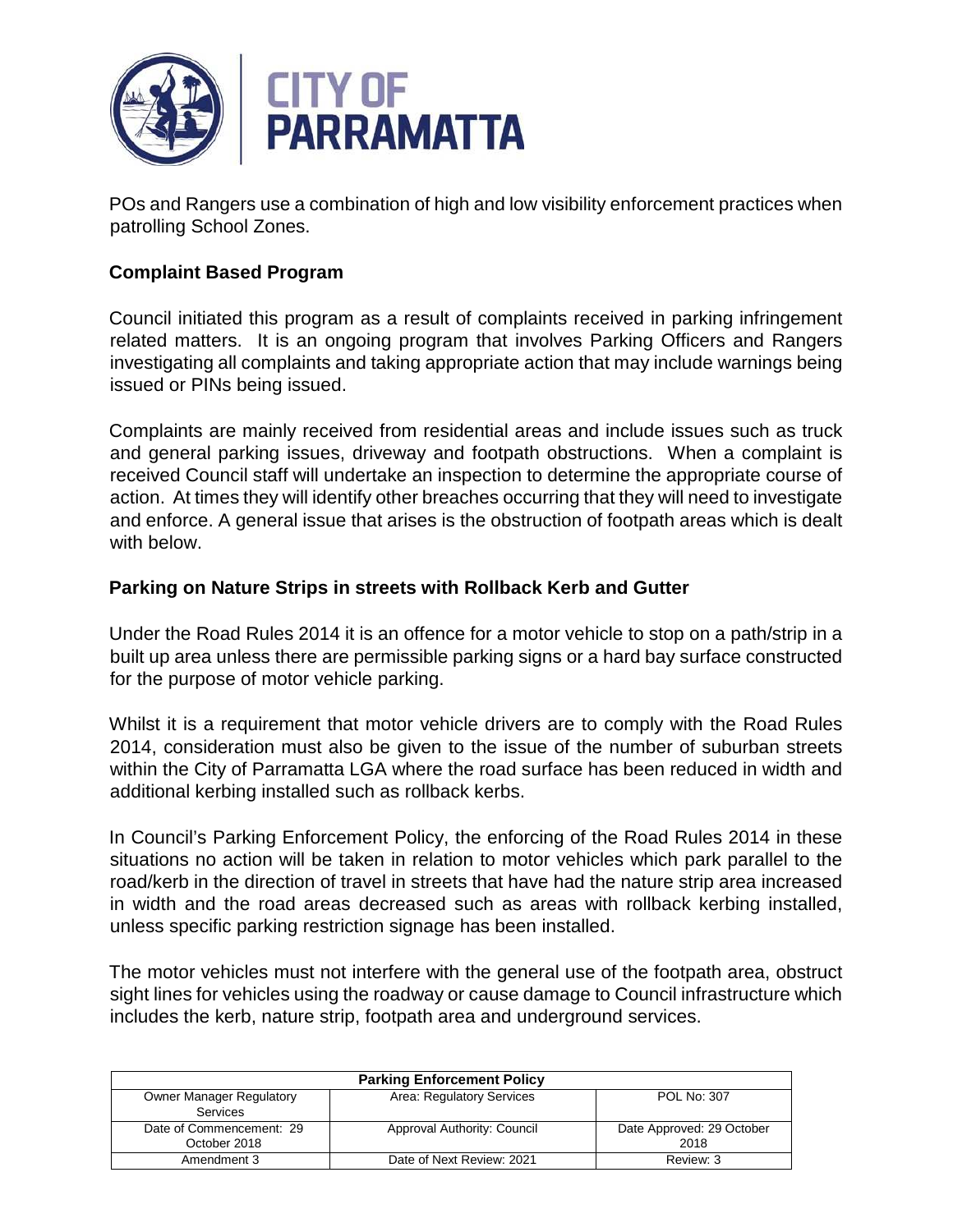POs and Rangers use a combination of high and low visibility enforcement practices when patrolling School Zones.

**Complaint Based Program**

Council initiated this program as a result of complaints received in parking infringement related matters. It is an ongoing program that involves Parking Officers and Rangers investigating all complaints and taking appropriate action that may include warnings being issued or PINs being issued.

Complaints are mainly received from residential areas and include issues such as truck and general parking issues, driveway and footpath obstructions. When a complaint is received Council staff will undertake an inspection to determine the appropriate course of action. At times they will identify other breaches occurring that they will need to investigate and enforce. A general issue that arises is the obstruction of footpath areas which is dealt with below.

**Parking on Nature Strips in streets with Rollback Kerb and Gutter**

Under the Road Rules 2014 it is an offence for a motor vehicle to stop on a path/strip in a built up area unless there are permissible parking signs or a hard bay surface constructed for the purpose of motor vehicle parking.

Whilst it is a requirement that motor vehicle drivers are to comply with the Road Rules 2014, consideration must also be given to the issue of the number of suburban streets within the City of Parramatta LGA where the road surface has been reduced in width and additional kerbing installed such as rollback kerbs.

In Council's Parking Enforcement Policy, the enforcing of the Road Rules 2014 in these situations no action will be taken in relation to motor vehicles which park parallel to the road/kerb in the direction of travel in streets that have had the nature strip area increased in width and the road areas decreased such as areas with rollback kerbing installed, unless specific parking restriction signage has been installed.

The motor vehicles must not interfere with the general use of the footpath area, obstruct sight lines for vehicles using the roadway or cause damage to Council infrastructure which includes the kerb, nature strip, footpath area and underground services.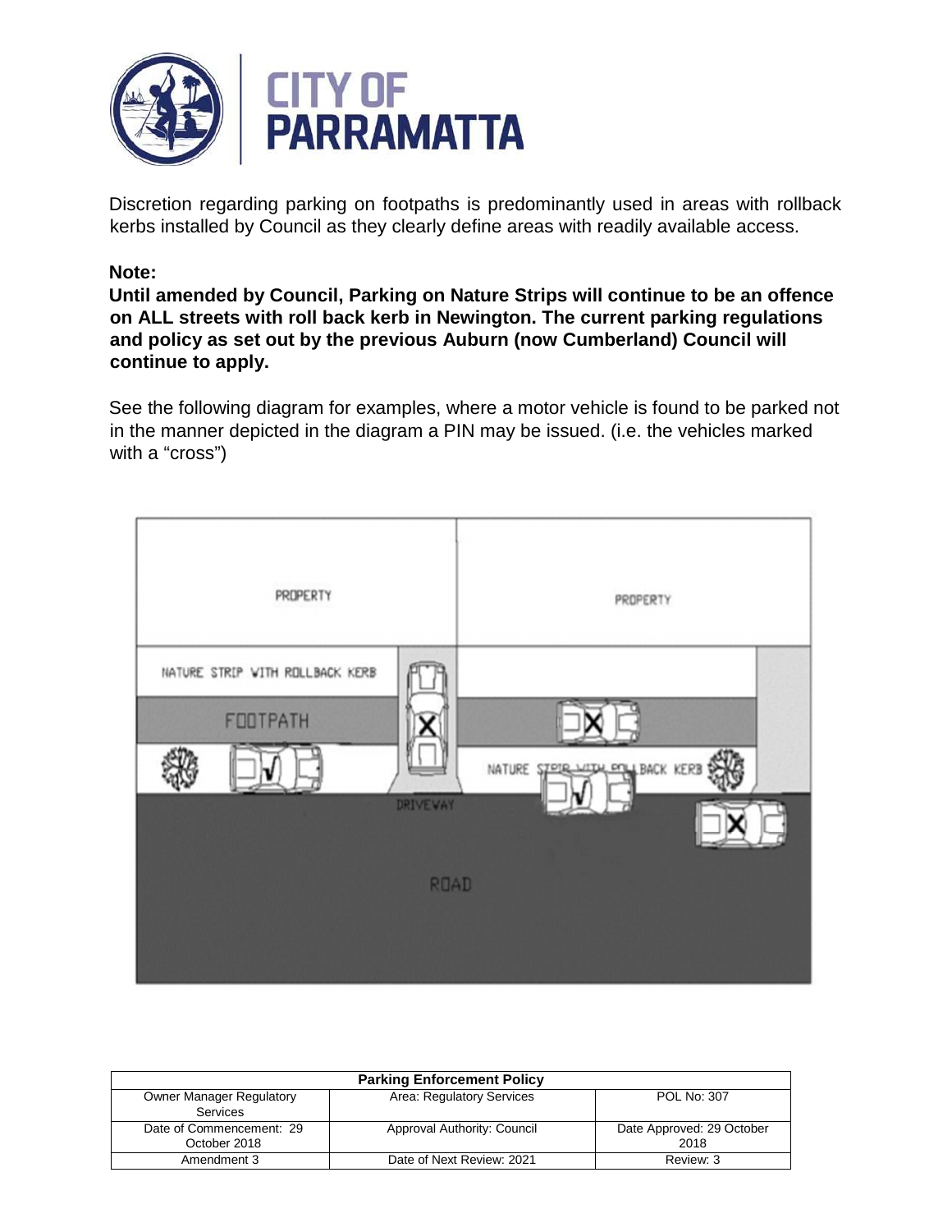Discretion regarding parking on footpaths is predominantly used in areas with rollback kerbs installed by Council as they clearly define areas with readily available access.

**Note:**

**Until amended by Council, Parking on Nature Strips will continue to be an offence on ALL streets with roll back kerb in Newington. The current parking regulations and policy as set out by the previous Auburn (now Cumberland) Council will continue to apply.**

See the following diagram for examples, where a motor vehicle is found to be parked not in the manner depicted in the diagram a PIN may be issued. (i.e. the vehicles marked with a "cross")

| Parking Enforcement Policy | | |
|---|---|---|
| Owner Manager Regulatory Services | Area: Regulatory Services | POL No: 307 |
| Date of Commencement: 29 October 2018 | Approval Authority: Council | Date Approved: 29 October 2018 |
| Amendment 3 | Date of Next Review: 2021 | Review: 3 |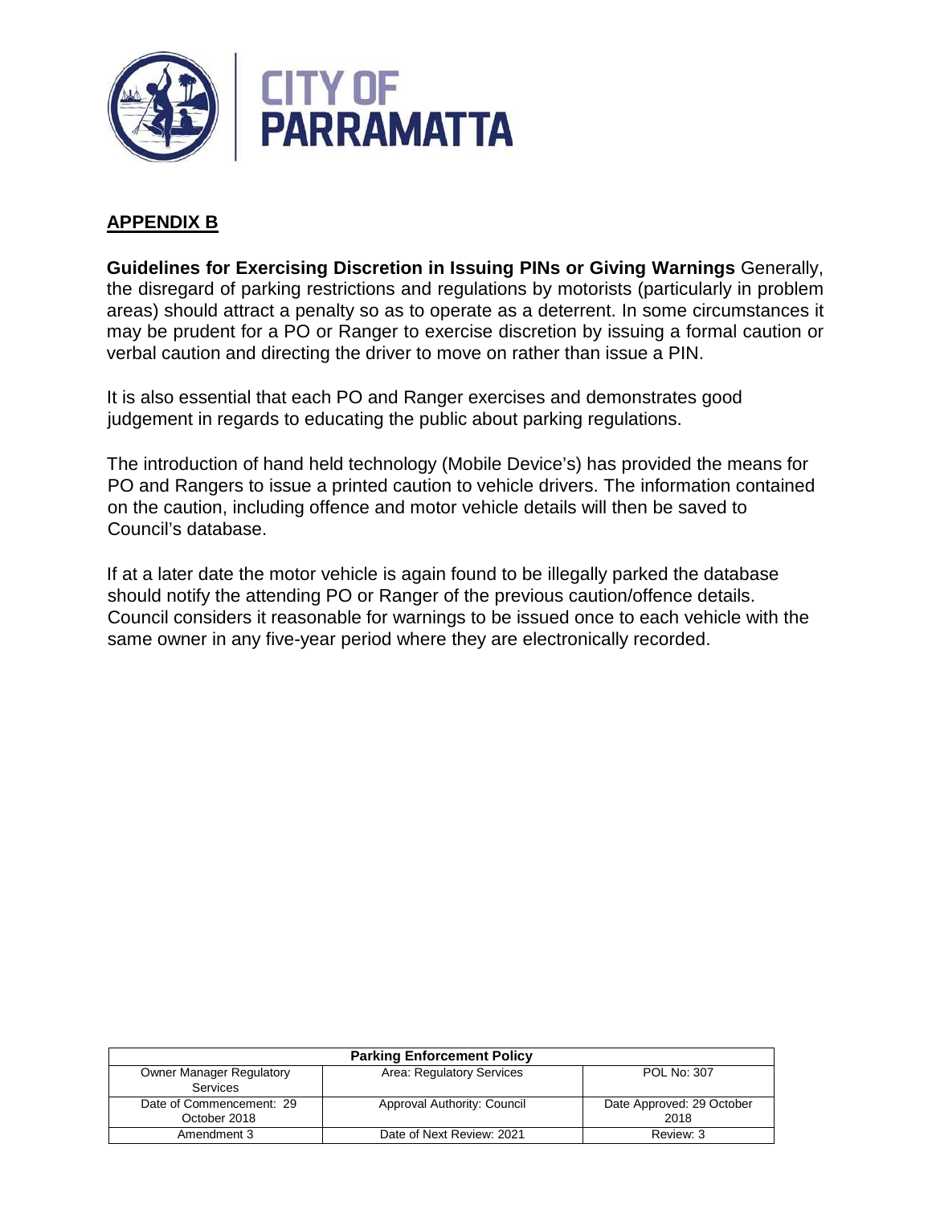## APPENDIX B

**Guidelines for Exercising Discretion in Issuing PINs or Giving Warnings** Generally, the disregard of parking restrictions and regulations by motorists (particularly in problem areas) should attract a penalty so as to operate as a deterrent. In some circumstances it may be prudent for a PO or Ranger to exercise discretion by issuing a formal caution or verbal caution and directing the driver to move on rather than issue a PIN.

It is also essential that each PO and Ranger exercises and demonstrates good judgement in regards to educating the public about parking regulations.

The introduction of hand held technology (Mobile Device's) has provided the means for PO and Rangers to issue a printed caution to vehicle drivers. The information contained on the caution, including offence and motor vehicle details will then be saved to Council's database.

If at a later date the motor vehicle is again found to be illegally parked the database should notify the attending PO or Ranger of the previous caution/offence details. Council considers it reasonable for warnings to be issued once to each vehicle with the same owner in any five-year period where they are electronically recorded.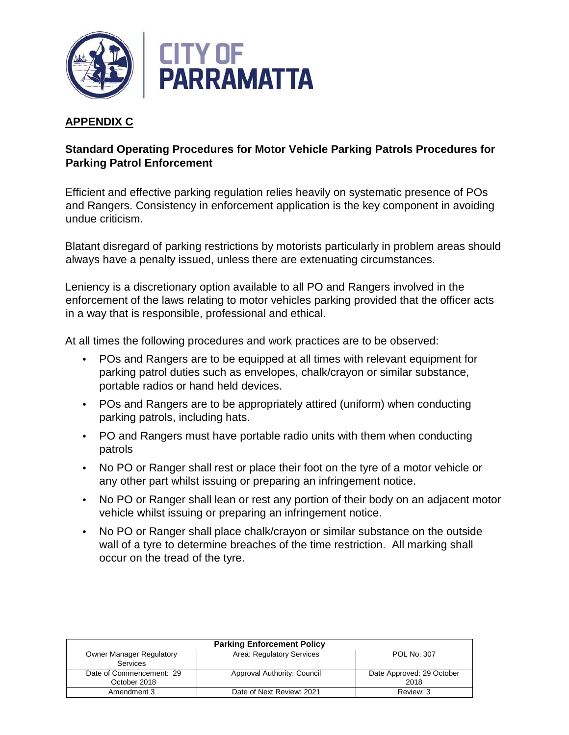**CITY OF PARRAMATTA**

## APPENDIX C

### Standard Operating Procedures for Motor Vehicle Parking Patrols Procedures for Parking Patrol Enforcement

Efficient and effective parking regulation relies heavily on systematic presence of POs and Rangers. Consistency in enforcement application is the key component in avoiding undue criticism.

Blatant disregard of parking restrictions by motorists particularly in problem areas should always have a penalty issued, unless there are extenuating circumstances.

Leniency is a discretionary option available to all PO and Rangers involved in the enforcement of the laws relating to motor vehicles parking provided that the officer acts in a way that is responsible, professional and ethical.

At all times the following procedures and work practices are to be observed:

- POs and Rangers are to be equipped at all times with relevant equipment for parking patrol duties such as envelopes, chalk/crayon or similar substance, portable radios or hand held devices.
- POs and Rangers are to be appropriately attired (uniform) when conducting parking patrols, including hats.
- PO and Rangers must have portable radio units with them when conducting patrols
- No PO or Ranger shall rest or place their foot on the tyre of a motor vehicle or any other part whilst issuing or preparing an infringement notice.
- No PO or Ranger shall lean or rest any portion of their body on an adjacent motor vehicle whilst issuing or preparing an infringement notice.
- No PO or Ranger shall place chalk/crayon or similar substance on the outside wall of a tyre to determine breaches of the time restriction. All marking shall occur on the tread of the tyre.

| Parking Enforcement Policy | | |
|---|---|---|
| Owner Manager Regulatory Services | Area: Regulatory Services | POL No: 307 |
| Date of Commencement: 29 October 2018 | Approval Authority: Council | Date Approved: 29 October 2018 |
| Amendment 3 | Date of Next Review: 2021 | Review: 3 |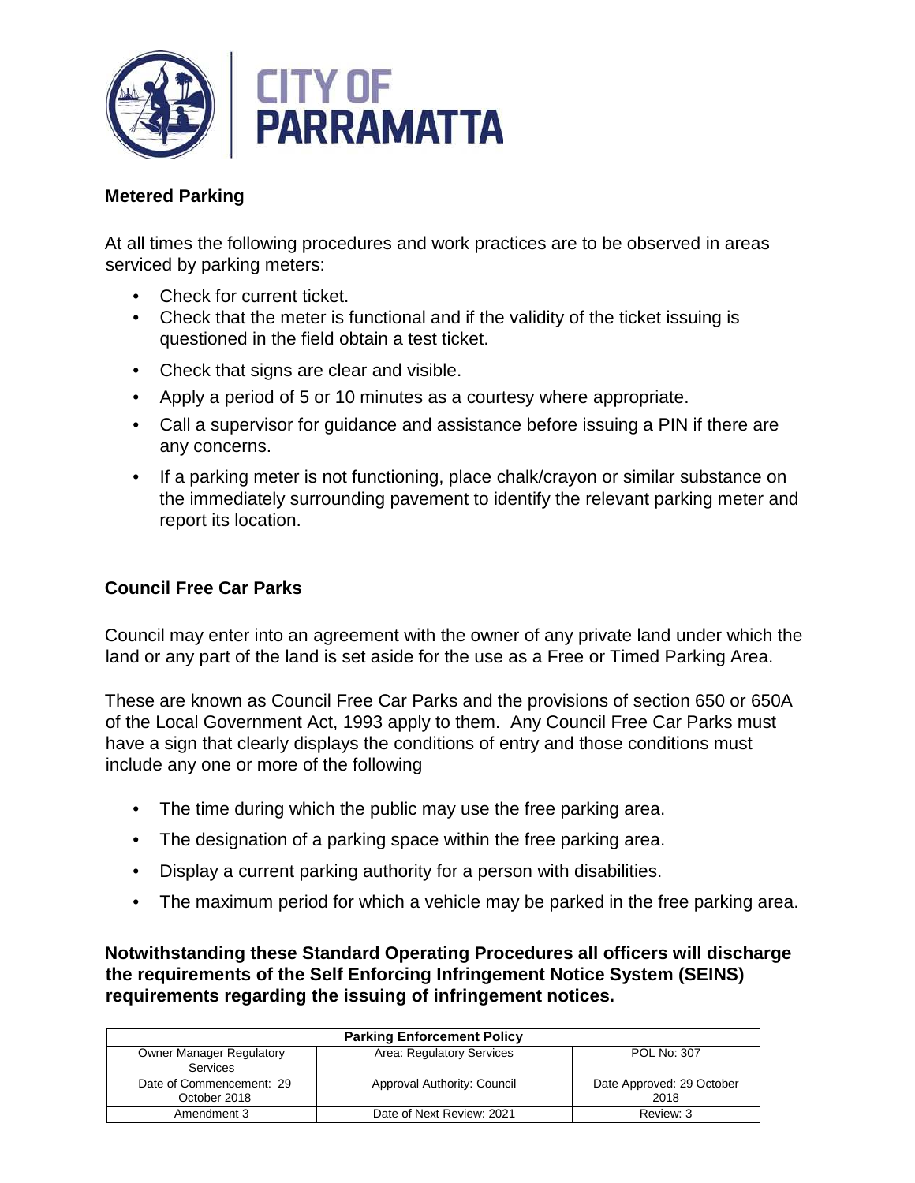## Metered Parking

At all times the following procedures and work practices are to be observed in areas serviced by parking meters:

- Check for current ticket.
- Check that the meter is functional and if the validity of the ticket issuing is questioned in the field obtain a test ticket.
- Check that signs are clear and visible.
- Apply a period of 5 or 10 minutes as a courtesy where appropriate.
- Call a supervisor for guidance and assistance before issuing a PIN if there are any concerns.
- If a parking meter is not functioning, place chalk/crayon or similar substance on the immediately surrounding pavement to identify the relevant parking meter and report its location.

## Council Free Car Parks

Council may enter into an agreement with the owner of any private land under which the land or any part of the land is set aside for the use as a Free or Timed Parking Area.

These are known as Council Free Car Parks and the provisions of section 650 or 650A of the Local Government Act, 1993 apply to them. Any Council Free Car Parks must have a sign that clearly displays the conditions of entry and those conditions must include any one or more of the following

- The time during which the public may use the free parking area.
- The designation of a parking space within the free parking area.
- Display a current parking authority for a person with disabilities.
- The maximum period for which a vehicle may be parked in the free parking area.

**Notwithstanding these Standard Operating Procedures all officers will discharge the requirements of the Self Enforcing Infringement Notice System (SEINS) requirements regarding the issuing of infringement notices.**